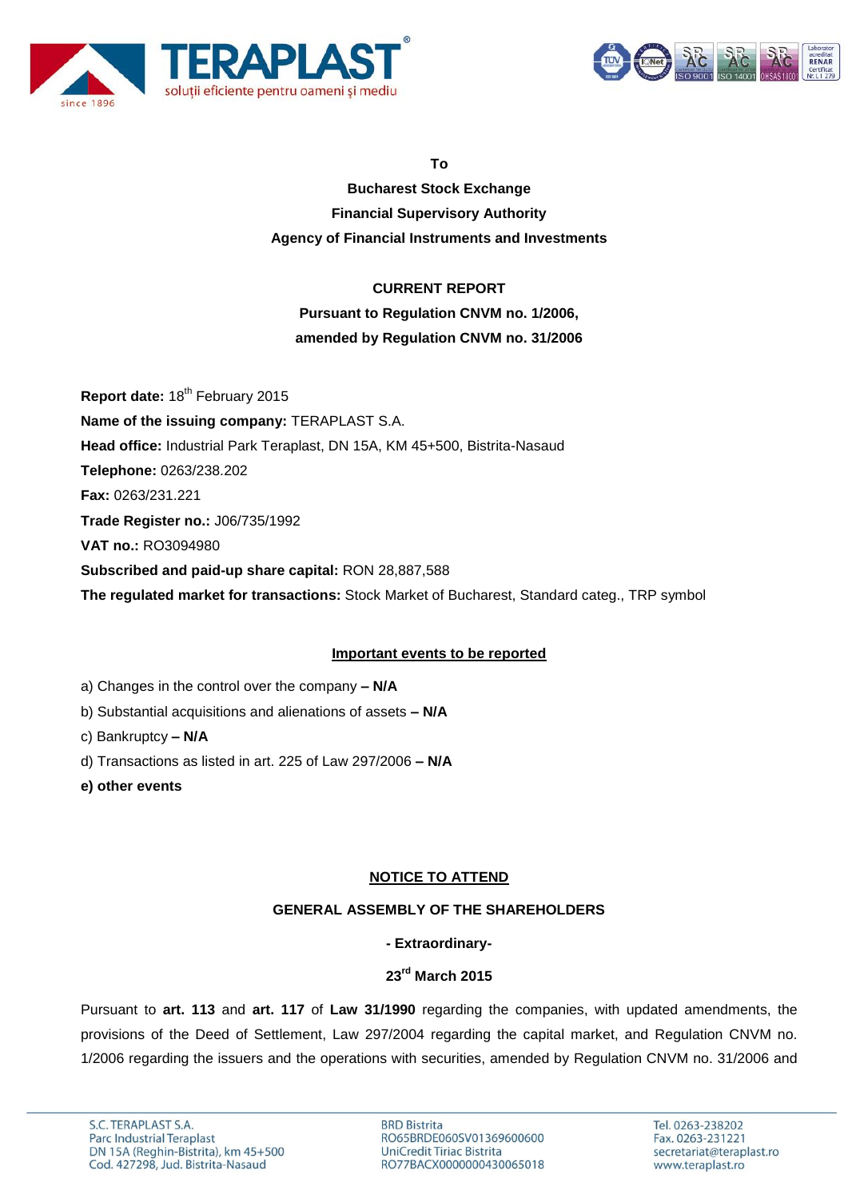**To**

**Bucharest Stock Exchange**

**Financial Supervisory Authority**

**Agency of Financial Instruments and Investments**

**CURRENT REPORT**

**Pursuant to Regulation CNVM no. 1/2006,**

**amended by Regulation CNVM no. 31/2006**

**Report date:** 18th February 2015

**Name of the issuing company:** TERAPLAST S.A.

**Head office:** Industrial Park Teraplast, DN 15A, KM 45+500, Bistrita-Nasaud

**Telephone:** 0263/238.202

**Fax:** 0263/231.221

**Trade Register no.:** J06/735/1992

**VAT no.:** RO3094980

**Subscribed and paid-up share capital:** RON 28,887,588

**The regulated market for transactions:** Stock Market of Bucharest, Standard categ., TRP symbol

**Important events to be reported**

a) Changes in the control over the company **– N/A**

b) Substantial acquisitions and alienations of assets **– N/A**

c) Bankruptcy **– N/A**

d) Transactions as listed in art. 225 of Law 297/2006 **– N/A**

**e) other events**

**NOTICE TO ATTEND**

**GENERAL ASSEMBLY OF THE SHAREHOLDERS**

**- Extraordinary-**

**23rd March 2015**

Pursuant to **art. 113** and **art. 117** of **Law 31/1990** regarding the companies, with updated amendments, the provisions of the Deed of Settlement, Law 297/2004 regarding the capital market, and Regulation CNVM no. 1/2006 regarding the issuers and the operations with securities, amended by Regulation CNVM no. 31/2006 and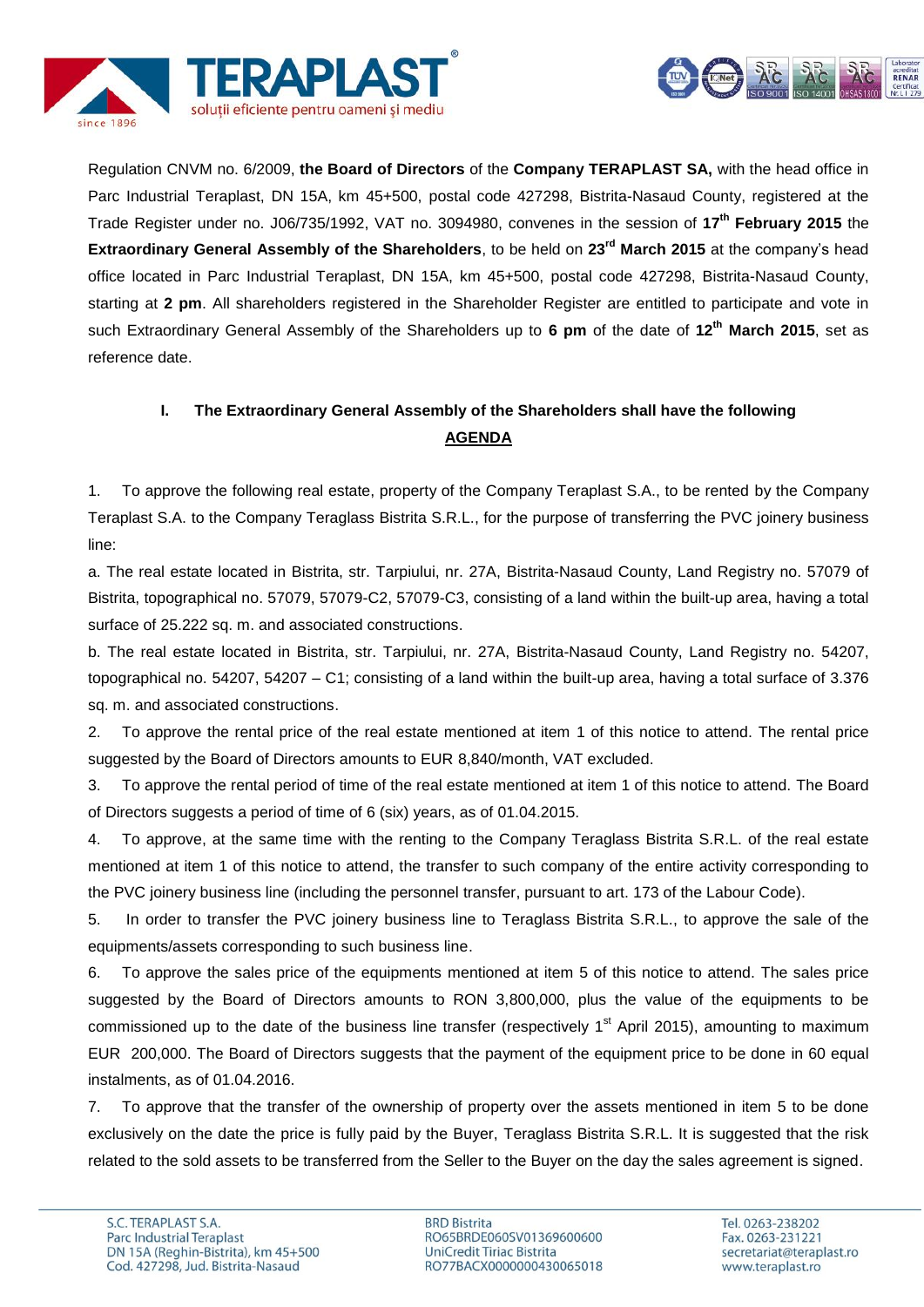Regulation CNVM no. 6/2009, **the Board of Directors** of the **Company TERAPLAST SA,** with the head office in Parc Industrial Teraplast, DN 15A, km 45+500, postal code 427298, Bistrita-Nasaud County, registered at the Trade Register under no. J06/735/1992, VAT no. 3094980, convenes in the session of **17th February 2015** the **Extraordinary General Assembly of the Shareholders**, to be held on **23rd March 2015** at the company's head office located in Parc Industrial Teraplast, DN 15A, km 45+500, postal code 427298, Bistrita-Nasaud County, starting at **2 pm**. All shareholders registered in the Shareholder Register are entitled to participate and vote in such Extraordinary General Assembly of the Shareholders up to **6 pm** of the date of **12th March 2015**, set as reference date.

## I. The Extraordinary General Assembly of the Shareholders shall have the following AGENDA

1. To approve the following real estate, property of the Company Teraplast S.A., to be rented by the Company Teraplast S.A. to the Company Teraglass Bistrita S.R.L., for the purpose of transferring the PVC joinery business line:

a. The real estate located in Bistrita, str. Tarpiului, nr. 27A, Bistrita-Nasaud County, Land Registry no. 57079 of Bistrita, topographical no. 57079, 57079-C2, 57079-C3, consisting of a land within the built-up area, having a total surface of 25.222 sq. m. and associated constructions.

b. The real estate located in Bistrita, str. Tarpiului, nr. 27A, Bistrita-Nasaud County, Land Registry no. 54207, topographical no. 54207, 54207 – C1; consisting of a land within the built-up area, having a total surface of 3.376 sq. m. and associated constructions.

2. To approve the rental price of the real estate mentioned at item 1 of this notice to attend. The rental price suggested by the Board of Directors amounts to EUR 8,840/month, VAT excluded.

3. To approve the rental period of time of the real estate mentioned at item 1 of this notice to attend. The Board of Directors suggests a period of time of 6 (six) years, as of 01.04.2015.

4. To approve, at the same time with the renting to the Company Teraglass Bistrita S.R.L. of the real estate mentioned at item 1 of this notice to attend, the transfer to such company of the entire activity corresponding to the PVC joinery business line (including the personnel transfer, pursuant to art. 173 of the Labour Code).

5. In order to transfer the PVC joinery business line to Teraglass Bistrita S.R.L., to approve the sale of the equipments/assets corresponding to such business line.

6. To approve the sales price of the equipments mentioned at item 5 of this notice to attend. The sales price suggested by the Board of Directors amounts to RON 3,800,000, plus the value of the equipments to be commissioned up to the date of the business line transfer (respectively 1st April 2015), amounting to maximum EUR 200,000. The Board of Directors suggests that the payment of the equipment price to be done in 60 equal instalments, as of 01.04.2016.

7. To approve that the transfer of the ownership of property over the assets mentioned in item 5 to be done exclusively on the date the price is fully paid by the Buyer, Teraglass Bistrita S.R.L. It is suggested that the risk related to the sold assets to be transferred from the Seller to the Buyer on the day the sales agreement is signed.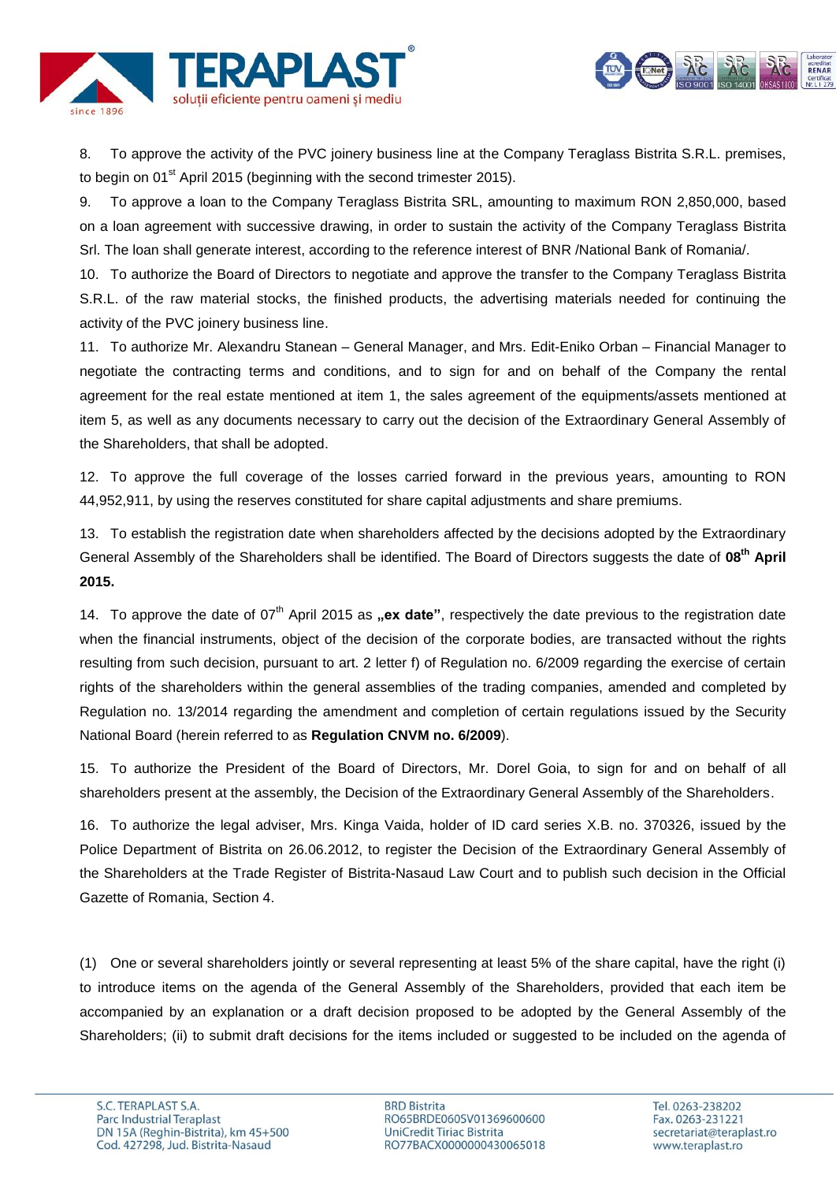8. To approve the activity of the PVC joinery business line at the Company Teraglass Bistrita S.R.L. premises, to begin on 01st April 2015 (beginning with the second trimester 2015).

9. To approve a loan to the Company Teraglass Bistrita SRL, amounting to maximum RON 2,850,000, based on a loan agreement with successive drawing, in order to sustain the activity of the Company Teraglass Bistrita Srl. The loan shall generate interest, according to the reference interest of BNR /National Bank of Romania/.

10. To authorize the Board of Directors to negotiate and approve the transfer to the Company Teraglass Bistrita S.R.L. of the raw material stocks, the finished products, the advertising materials needed for continuing the activity of the PVC joinery business line.

11. To authorize Mr. Alexandru Stanean – General Manager, and Mrs. Edit-Eniko Orban – Financial Manager to negotiate the contracting terms and conditions, and to sign for and on behalf of the Company the rental agreement for the real estate mentioned at item 1, the sales agreement of the equipments/assets mentioned at item 5, as well as any documents necessary to carry out the decision of the Extraordinary General Assembly of the Shareholders, that shall be adopted.

12. To approve the full coverage of the losses carried forward in the previous years, amounting to RON 44,952,911, by using the reserves constituted for share capital adjustments and share premiums.

13. To establish the registration date when shareholders affected by the decisions adopted by the Extraordinary General Assembly of the Shareholders shall be identified. The Board of Directors suggests the date of **08th April 2015.**

14. To approve the date of 07th April 2015 as **„ex date"**, respectively the date previous to the registration date when the financial instruments, object of the decision of the corporate bodies, are transacted without the rights resulting from such decision, pursuant to art. 2 letter f) of Regulation no. 6/2009 regarding the exercise of certain rights of the shareholders within the general assemblies of the trading companies, amended and completed by Regulation no. 13/2014 regarding the amendment and completion of certain regulations issued by the Security National Board (herein referred to as **Regulation CNVM no. 6/2009**).

15. To authorize the President of the Board of Directors, Mr. Dorel Goia, to sign for and on behalf of all shareholders present at the assembly, the Decision of the Extraordinary General Assembly of the Shareholders.

16. To authorize the legal adviser, Mrs. Kinga Vaida, holder of ID card series X.B. no. 370326, issued by the Police Department of Bistrita on 26.06.2012, to register the Decision of the Extraordinary General Assembly of the Shareholders at the Trade Register of Bistrita-Nasaud Law Court and to publish such decision in the Official Gazette of Romania, Section 4.

(1) One or several shareholders jointly or several representing at least 5% of the share capital, have the right (i) to introduce items on the agenda of the General Assembly of the Shareholders, provided that each item be accompanied by an explanation or a draft decision proposed to be adopted by the General Assembly of the Shareholders; (ii) to submit draft decisions for the items included or suggested to be included on the agenda of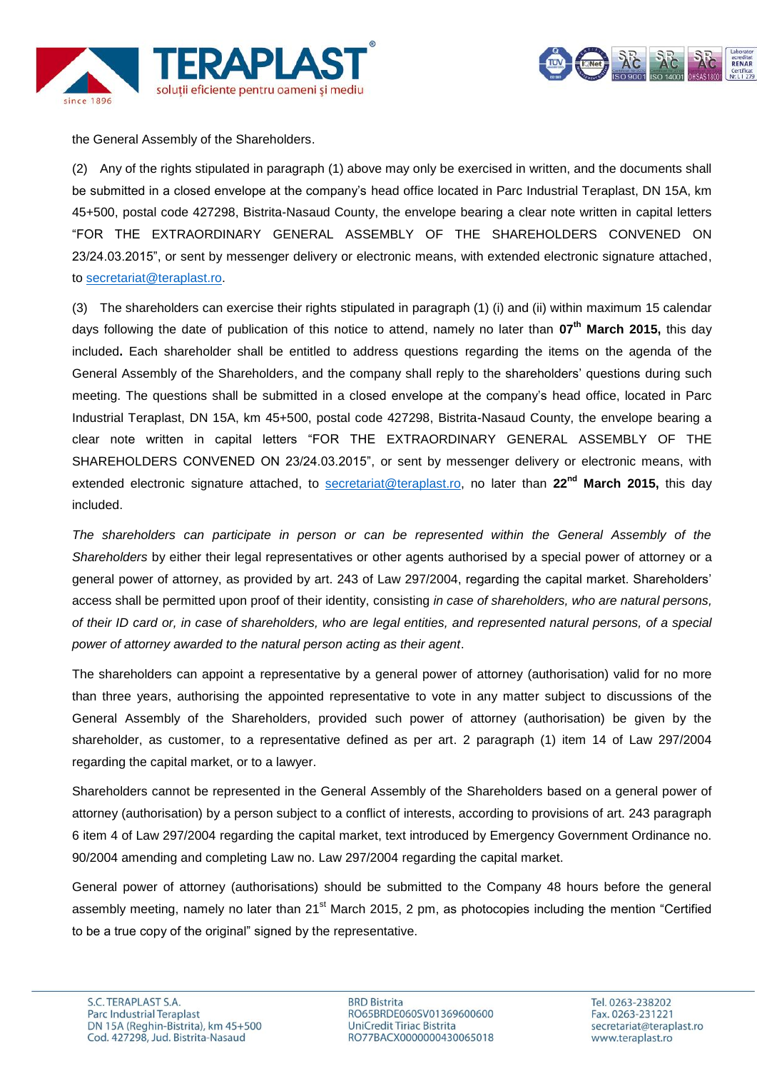the General Assembly of the Shareholders.

(2) Any of the rights stipulated in paragraph (1) above may only be exercised in written, and the documents shall be submitted in a closed envelope at the company's head office located in Parc Industrial Teraplast, DN 15A, km 45+500, postal code 427298, Bistrita-Nasaud County, the envelope bearing a clear note written in capital letters "FOR THE EXTRAORDINARY GENERAL ASSEMBLY OF THE SHAREHOLDERS CONVENED ON 23/24.03.2015", or sent by messenger delivery or electronic means, with extended electronic signature attached, to secretariat@teraplast.ro.

(3) The shareholders can exercise their rights stipulated in paragraph (1) (i) and (ii) within maximum 15 calendar days following the date of publication of this notice to attend, namely no later than **07th March 2015,** this day included**.** Each shareholder shall be entitled to address questions regarding the items on the agenda of the General Assembly of the Shareholders, and the company shall reply to the shareholders' questions during such meeting. The questions shall be submitted in a closed envelope at the company's head office, located in Parc Industrial Teraplast, DN 15A, km 45+500, postal code 427298, Bistrita-Nasaud County, the envelope bearing a clear note written in capital letters "FOR THE EXTRAORDINARY GENERAL ASSEMBLY OF THE SHAREHOLDERS CONVENED ON 23/24.03.2015", or sent by messenger delivery or electronic means, with extended electronic signature attached, to secretariat@teraplast.ro, no later than **22nd March 2015,** this day included.

*The shareholders can participate in person or can be represented within the General Assembly of the Shareholders* by either their legal representatives or other agents authorised by a special power of attorney or a general power of attorney, as provided by art. 243 of Law 297/2004, regarding the capital market. Shareholders' access shall be permitted upon proof of their identity, consisting *in case of shareholders, who are natural persons, of their ID card or, in case of shareholders, who are legal entities, and represented natural persons, of a special power of attorney awarded to the natural person acting as their agent*.

The shareholders can appoint a representative by a general power of attorney (authorisation) valid for no more than three years, authorising the appointed representative to vote in any matter subject to discussions of the General Assembly of the Shareholders, provided such power of attorney (authorisation) be given by the shareholder, as customer, to a representative defined as per art. 2 paragraph (1) item 14 of Law 297/2004 regarding the capital market, or to a lawyer.

Shareholders cannot be represented in the General Assembly of the Shareholders based on a general power of attorney (authorisation) by a person subject to a conflict of interests, according to provisions of art. 243 paragraph 6 item 4 of Law 297/2004 regarding the capital market, text introduced by Emergency Government Ordinance no. 90/2004 amending and completing Law no. Law 297/2004 regarding the capital market.

General power of attorney (authorisations) should be submitted to the Company 48 hours before the general assembly meeting, namely no later than 21st March 2015, 2 pm, as photocopies including the mention "Certified to be a true copy of the original" signed by the representative.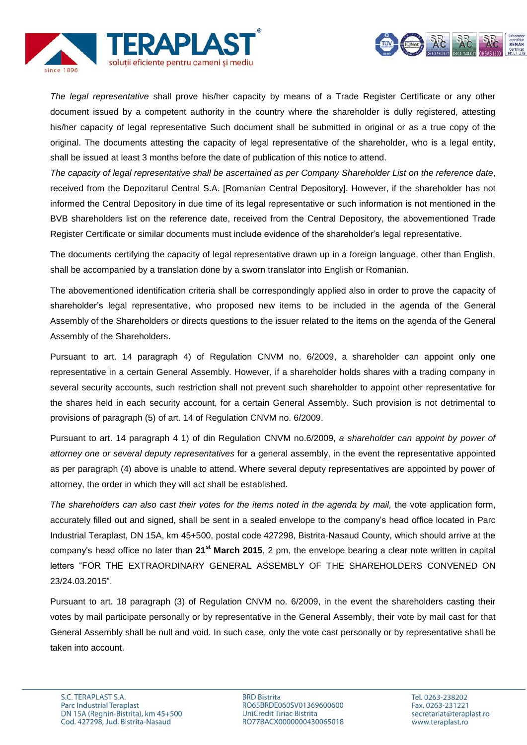*The legal representative* shall prove his/her capacity by means of a Trade Register Certificate or any other document issued by a competent authority in the country where the shareholder is dully registered, attesting his/her capacity of legal representative Such document shall be submitted in original or as a true copy of the original. The documents attesting the capacity of legal representative of the shareholder, who is a legal entity, shall be issued at least 3 months before the date of publication of this notice to attend.

*The capacity of legal representative shall be ascertained as per Company Shareholder List on the reference date*, received from the Depozitarul Central S.A. [Romanian Central Depository]. However, if the shareholder has not informed the Central Depository in due time of its legal representative or such information is not mentioned in the BVB shareholders list on the reference date, received from the Central Depository, the abovementioned Trade Register Certificate or similar documents must include evidence of the shareholder's legal representative.

The documents certifying the capacity of legal representative drawn up in a foreign language, other than English, shall be accompanied by a translation done by a sworn translator into English or Romanian.

The abovementioned identification criteria shall be correspondingly applied also in order to prove the capacity of shareholder's legal representative, who proposed new items to be included in the agenda of the General Assembly of the Shareholders or directs questions to the issuer related to the items on the agenda of the General Assembly of the Shareholders.

Pursuant to art. 14 paragraph 4) of Regulation CNVM no. 6/2009, a shareholder can appoint only one representative in a certain General Assembly. However, if a shareholder holds shares with a trading company in several security accounts, such restriction shall not prevent such shareholder to appoint other representative for the shares held in each security account, for a certain General Assembly. Such provision is not detrimental to provisions of paragraph (5) of art. 14 of Regulation CNVM no. 6/2009.

Pursuant to art. 14 paragraph 4 1) of din Regulation CNVM no.6/2009, *a shareholder can appoint by power of attorney one or several deputy representatives* for a general assembly, in the event the representative appointed as per paragraph (4) above is unable to attend. Where several deputy representatives are appointed by power of attorney, the order in which they will act shall be established.

*The shareholders can also cast their votes for the items noted in the agenda by mail,* the vote application form, accurately filled out and signed, shall be sent in a sealed envelope to the company's head office located in Parc Industrial Teraplast, DN 15A, km 45+500, postal code 427298, Bistrita-Nasaud County, which should arrive at the company's head office no later than **21st March 2015**, 2 pm, the envelope bearing a clear note written in capital letters "FOR THE EXTRAORDINARY GENERAL ASSEMBLY OF THE SHAREHOLDERS CONVENED ON 23/24.03.2015".

Pursuant to art. 18 paragraph (3) of Regulation CNVM no. 6/2009, in the event the shareholders casting their votes by mail participate personally or by representative in the General Assembly, their vote by mail cast for that General Assembly shall be null and void. In such case, only the vote cast personally or by representative shall be taken into account.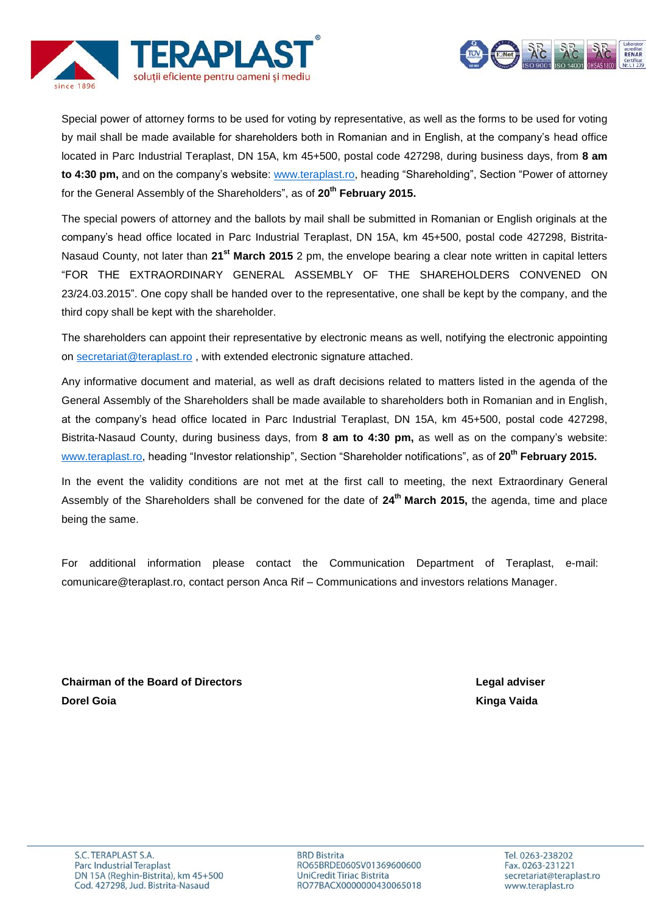Special power of attorney forms to be used for voting by representative, as well as the forms to be used for voting by mail shall be made available for shareholders both in Romanian and in English, at the company's head office located in Parc Industrial Teraplast, DN 15A, km 45+500, postal code 427298, during business days, from **8 am to 4:30 pm,** and on the company's website: www.teraplast.ro, heading "Shareholding", Section "Power of attorney for the General Assembly of the Shareholders", as of **20th February 2015.**

The special powers of attorney and the ballots by mail shall be submitted in Romanian or English originals at the company's head office located in Parc Industrial Teraplast, DN 15A, km 45+500, postal code 427298, Bistrita-Nasaud County, not later than **21st March 2015** 2 pm, the envelope bearing a clear note written in capital letters "FOR THE EXTRAORDINARY GENERAL ASSEMBLY OF THE SHAREHOLDERS CONVENED ON 23/24.03.2015". One copy shall be handed over to the representative, one shall be kept by the company, and the third copy shall be kept with the shareholder.

The shareholders can appoint their representative by electronic means as well, notifying the electronic appointing on secretariat@teraplast.ro , with extended electronic signature attached.

Any informative document and material, as well as draft decisions related to matters listed in the agenda of the General Assembly of the Shareholders shall be made available to shareholders both in Romanian and in English, at the company's head office located in Parc Industrial Teraplast, DN 15A, km 45+500, postal code 427298, Bistrita-Nasaud County, during business days, from **8 am to 4:30 pm,** as well as on the company's website: www.teraplast.ro, heading "Investor relationship", Section "Shareholder notifications", as of **20th February 2015.**

In the event the validity conditions are not met at the first call to meeting, the next Extraordinary General Assembly of the Shareholders shall be convened for the date of **24th March 2015,** the agenda, time and place being the same.

For additional information please contact the Communication Department of Teraplast, e-mail: comunicare@teraplast.ro, contact person Anca Rif – Communications and investors relations Manager.

**Chairman of the Board of Directors**
**Dorel Goia**

**Legal adviser**
**Kinga Vaida**